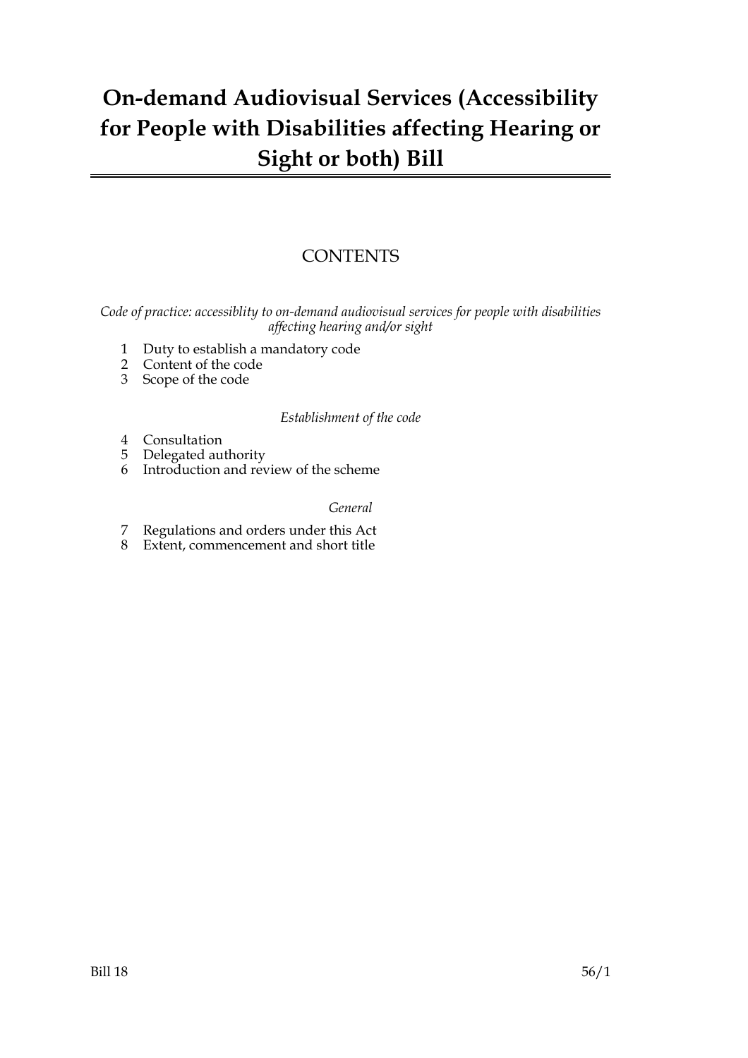# On-demand Audiovisual Services (Accessibility for People with Disabilities affecting Hearing or Sight or both) Bill

## CONTENTS

*Code of practice: accessiblity to on-demand audiovisual services for people with disabilities affecting hearing and/or sight*

1 Duty to establish a mandatory code
2 Content of the code
3 Scope of the code

*Establishment of the code*

4 Consultation
5 Delegated authority
6 Introduction and review of the scheme

*General*

7 Regulations and orders under this Act
8 Extent, commencement and short title

Bill 18 56/1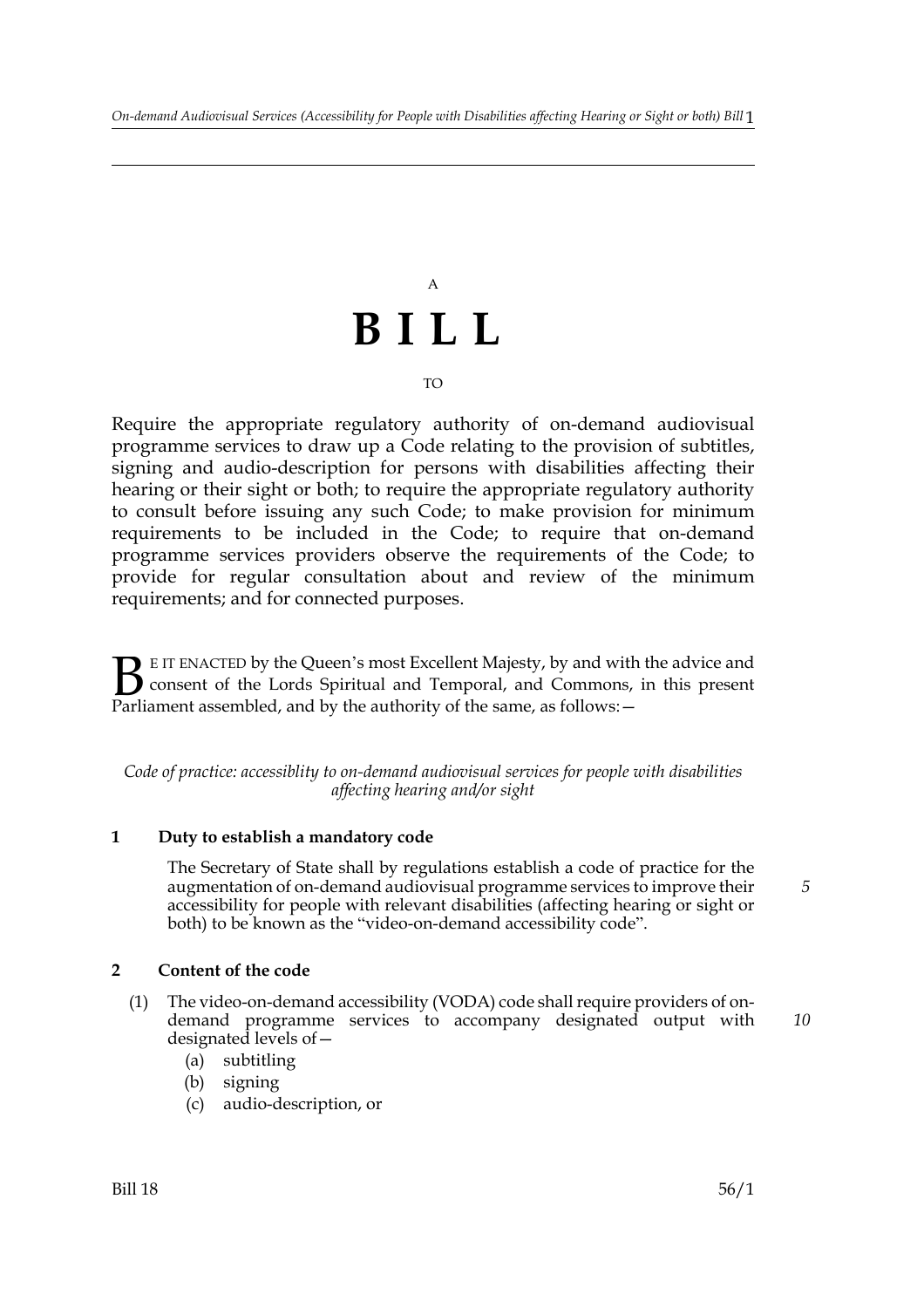A

# BILL

TO

Require the appropriate regulatory authority of on-demand audiovisual programme services to draw up a Code relating to the provision of subtitles, signing and audio-description for persons with disabilities affecting their hearing or their sight or both; to require the appropriate regulatory authority to consult before issuing any such Code; to make provision for minimum requirements to be included in the Code; to require that on-demand programme services providers observe the requirements of the Code; to provide for regular consultation about and review of the minimum requirements; and for connected purposes.

BE IT ENACTED by the Queen's most Excellent Majesty, by and with the advice and consent of the Lords Spiritual and Temporal, and Commons, in this present Parliament assembled, and by the authority of the same, as follows:—

*Code of practice: accessiblity to on-demand audiovisual services for people with disabilities affecting hearing and/or sight*

**1 Duty to establish a mandatory code**

The Secretary of State shall by regulations establish a code of practice for the augmentation of on-demand audiovisual programme services to improve their accessibility for people with relevant disabilities (affecting hearing or sight or both) to be known as the "video-on-demand accessibility code".

**2 Content of the code**

(1) The video-on-demand accessibility (VODA) code shall require providers of on-demand programme services to accompany designated output with designated levels of—

(a) subtitling

(b) signing

(c) audio-description, or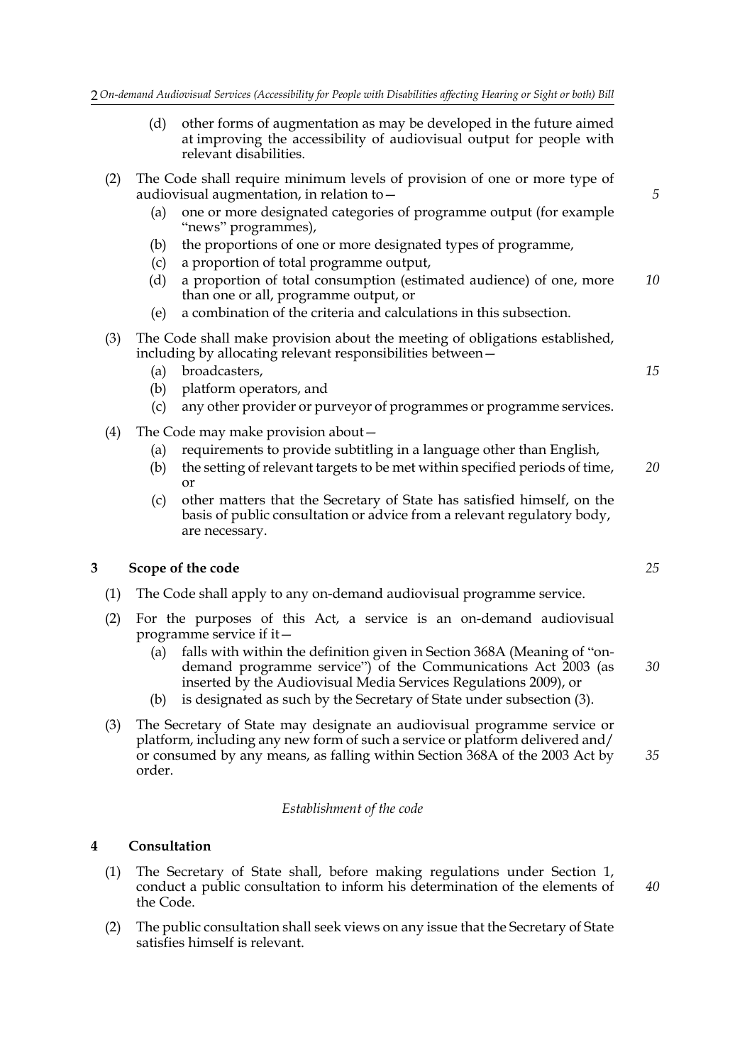(d) other forms of augmentation as may be developed in the future aimed at improving the accessibility of audiovisual output for people with relevant disabilities.

(2) The Code shall require minimum levels of provision of one or more type of audiovisual augmentation, in relation to—

(a) one or more designated categories of programme output (for example "news" programmes),

(b) the proportions of one or more designated types of programme,

(c) a proportion of total programme output,

(d) a proportion of total consumption (estimated audience) of one, more than one or all, programme output, or

(e) a combination of the criteria and calculations in this subsection.

(3) The Code shall make provision about the meeting of obligations established, including by allocating relevant responsibilities between—

(a) broadcasters,

(b) platform operators, and

(c) any other provider or purveyor of programmes or programme services.

(4) The Code may make provision about—

(a) requirements to provide subtitling in a language other than English,

(b) the setting of relevant targets to be met within specified periods of time, or

(c) other matters that the Secretary of State has satisfied himself, on the basis of public consultation or advice from a relevant regulatory body, are necessary.

## 3 Scope of the code

(1) The Code shall apply to any on-demand audiovisual programme service.

(2) For the purposes of this Act, a service is an on-demand audiovisual programme service if it—

(a) falls with within the definition given in Section 368A (Meaning of "on-demand programme service") of the Communications Act 2003 (as inserted by the Audiovisual Media Services Regulations 2009), or

(b) is designated as such by the Secretary of State under subsection (3).

(3) The Secretary of State may designate an audiovisual programme service or platform, including any new form of such a service or platform delivered and/or consumed by any means, as falling within Section 368A of the 2003 Act by order.

*Establishment of the code*

## 4 Consultation

(1) The Secretary of State shall, before making regulations under Section 1, conduct a public consultation to inform his determination of the elements of the Code.

(2) The public consultation shall seek views on any issue that the Secretary of State satisfies himself is relevant.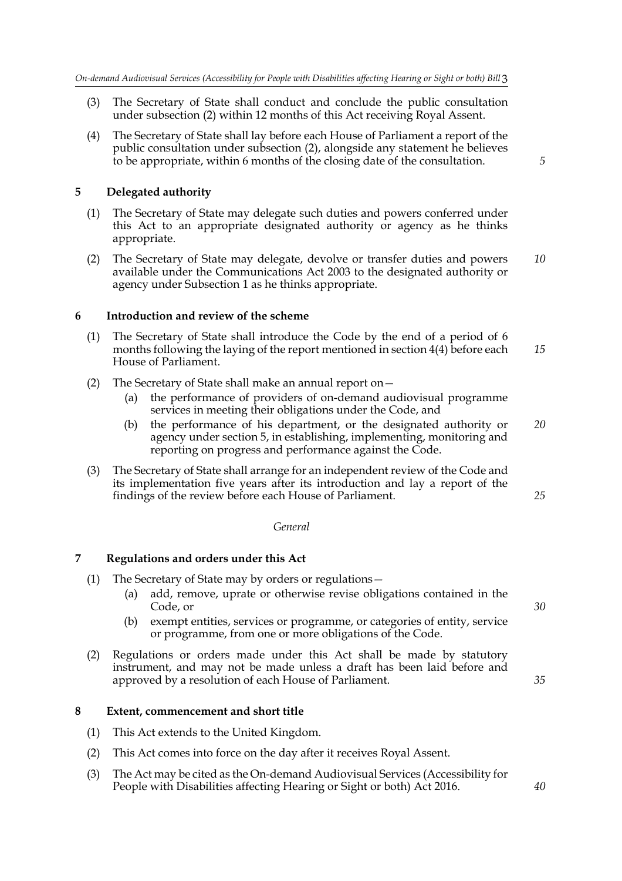(3) The Secretary of State shall conduct and conclude the public consultation under subsection (2) within 12 months of this Act receiving Royal Assent.

(4) The Secretary of State shall lay before each House of Parliament a report of the public consultation under subsection (2), alongside any statement he believes to be appropriate, within 6 months of the closing date of the consultation.

### 5 Delegated authority

(1) The Secretary of State may delegate such duties and powers conferred under this Act to an appropriate designated authority or agency as he thinks appropriate.

(2) The Secretary of State may delegate, devolve or transfer duties and powers available under the Communications Act 2003 to the designated authority or agency under Subsection 1 as he thinks appropriate.

### 6 Introduction and review of the scheme

(1) The Secretary of State shall introduce the Code by the end of a period of 6 months following the laying of the report mentioned in section 4(4) before each House of Parliament.

(2) The Secretary of State shall make an annual report on—

- (a) the performance of providers of on-demand audiovisual programme services in meeting their obligations under the Code, and
- (b) the performance of his department, or the designated authority or agency under section 5, in establishing, implementing, monitoring and reporting on progress and performance against the Code.

(3) The Secretary of State shall arrange for an independent review of the Code and its implementation five years after its introduction and lay a report of the findings of the review before each House of Parliament.

*General*

### 7 Regulations and orders under this Act

(1) The Secretary of State may by orders or regulations—

- (a) add, remove, uprate or otherwise revise obligations contained in the Code, or
- (b) exempt entities, services or programme, or categories of entity, service or programme, from one or more obligations of the Code.

(2) Regulations or orders made under this Act shall be made by statutory instrument, and may not be made unless a draft has been laid before and approved by a resolution of each House of Parliament.

### 8 Extent, commencement and short title

(1) This Act extends to the United Kingdom.

(2) This Act comes into force on the day after it receives Royal Assent.

(3) The Act may be cited as the On-demand Audiovisual Services (Accessibility for People with Disabilities affecting Hearing or Sight or both) Act 2016.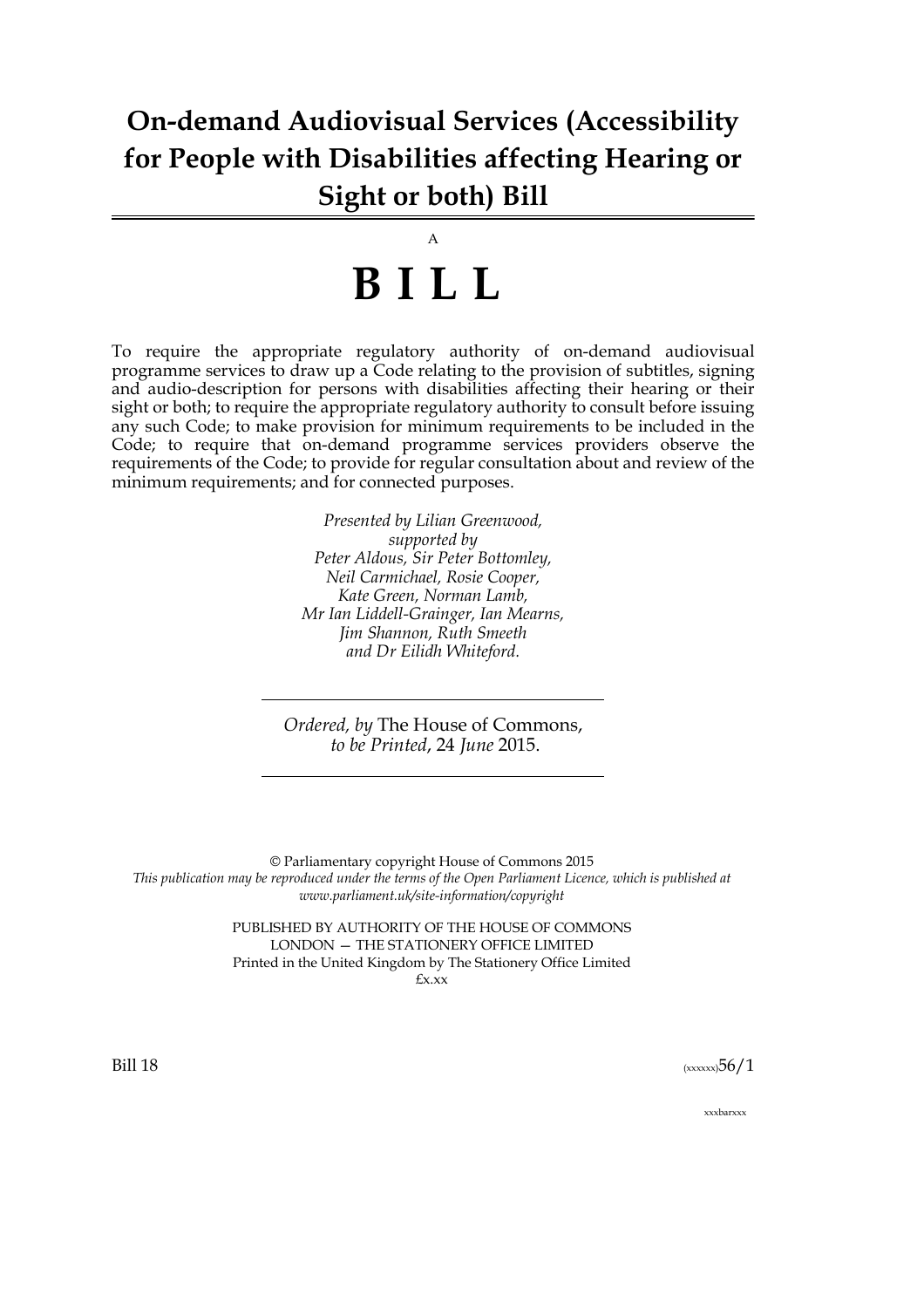# On-demand Audiovisual Services (Accessibility for People with Disabilities affecting Hearing or Sight or both) Bill

A

# B I L L

To require the appropriate regulatory authority of on-demand audiovisual programme services to draw up a Code relating to the provision of subtitles, signing and audio-description for persons with disabilities affecting their hearing or their sight or both; to require the appropriate regulatory authority to consult before issuing any such Code; to make provision for minimum requirements to be included in the Code; to require that on-demand programme services providers observe the requirements of the Code; to provide for regular consultation about and review of the minimum requirements; and for connected purposes.

*Presented by Lilian Greenwood,*
*supported by*
*Peter Aldous, Sir Peter Bottomley,*
*Neil Carmichael, Rosie Cooper,*
*Kate Green, Norman Lamb,*
*Mr Ian Liddell-Grainger, Ian Mearns,*
*Jim Shannon, Ruth Smeeth*
*and Dr Eilidh Whiteford.*

---

*Ordered, by* The House of Commons, *to be Printed*, 24 *June* 2015.

---

© Parliamentary copyright House of Commons 2015
*This publication may be reproduced under the terms of the Open Parliament Licence, which is published at www.parliament.uk/site-information/copyright*

PUBLISHED BY AUTHORITY OF THE HOUSE OF COMMONS
LONDON — THE STATIONERY OFFICE LIMITED
Printed in the United Kingdom by The Stationery Office Limited
£x.xx

Bill 18 (xxxxxx)56/1

xxxbarxxx